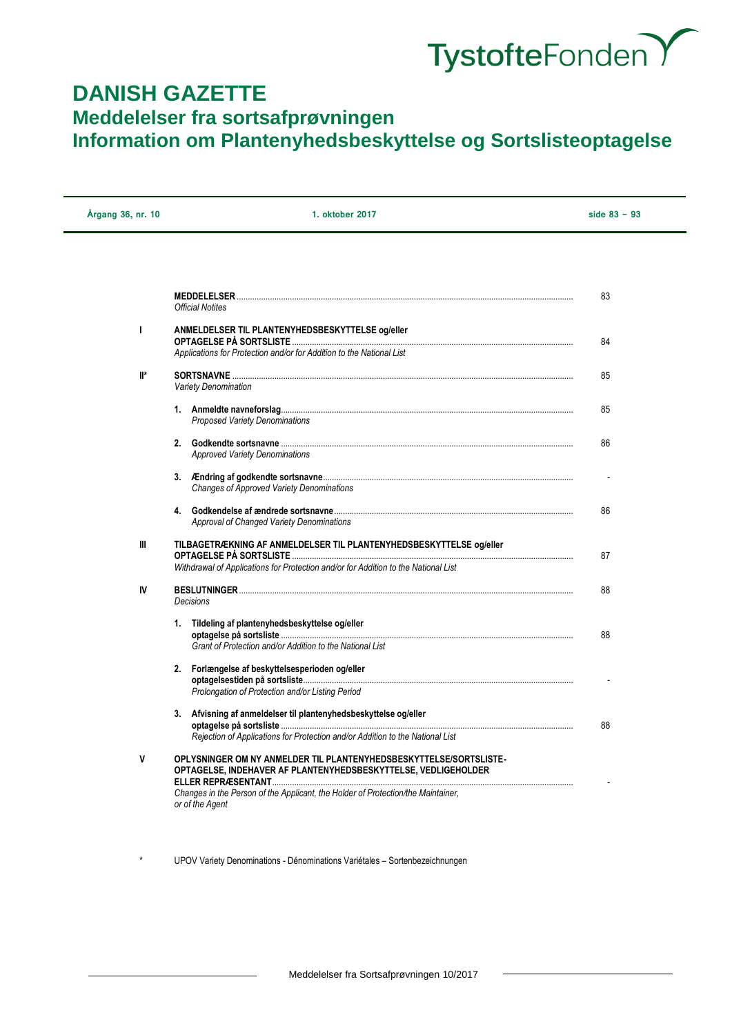TystofteFonden

# DANISH GAZETTE

## Meddelelser fra sortsafprøvningen

## Information om Plantenyhedsbeskyttelse og Sortslisteoptagelse

| Årgang 36, nr. 10 | 1. oktober 2017 | side 83 – 93 |
|---|---|---|

| | | |
|---|---|---|
| | **MEDDELELSER** *Official Notites* | 83 |
| I | **ANMELDELSER TIL PLANTENYHEDSBESKYTTELSE og/eller OPTAGELSE PÅ SORTSLISTE** *Applications for Protection and/or for Addition to the National List* | 84 |
| II* | **SORTSNAVNE** *Variety Denomination* | 85 |
| | **1. Anmeldte navneforslag** *Proposed Variety Denominations* | 85 |
| | **2. Godkendte sortsnavne** *Approved Variety Denominations* | 86 |
| | **3. Ændring af godkendte sortsnavne** *Changes of Approved Variety Denominations* | - |
| | **4. Godkendelse af ændrede sortsnavne** *Approval of Changed Variety Denominations* | 86 |
| III | **TILBAGETRÆKNING AF ANMELDELSER TIL PLANTENYHEDSBESKYTTELSE og/eller OPTAGELSE PÅ SORTSLISTE** *Withdrawal of Applications for Protection and/or for Addition to the National List* | 87 |
| IV | **BESLUTNINGER** *Decisions* | 88 |
| | **1. Tildeling af plantenyhedsbeskyttelse og/eller optagelse på sortsliste** *Grant of Protection and/or Addition to the National List* | 88 |
| | **2. Forlængelse af beskyttelsesperioden og/eller optagelsestiden på sortsliste** *Prolongation of Protection and/or Listing Period* | - |
| | **3. Afvisning af anmeldelser til plantenyhedsbeskyttelse og/eller optagelse på sortsliste** *Rejection of Applications for Protection and/or Addition to the National List* | 88 |
| V | **OPLYSNINGER OM NY ANMELDER TIL PLANTENYHEDSBESKYTTELSE/SORTSLISTE-OPTAGELSE, INDEHAVER AF PLANTENYHEDSBESKYTTELSE, VEDLIGEHOLDER ELLER REPRÆSENTANT** *Changes in the Person of the Applicant, the Holder of Protection/the Maintainer, or of the Agent* | - |

\* UPOV Variety Denominations - Dénominations Variétales – Sortenbezeichnungen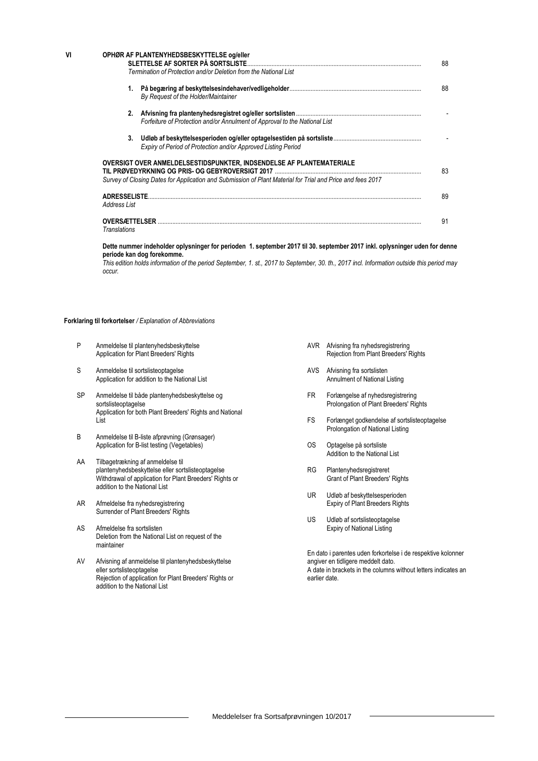| | | | |
|---|---|---|---|
| **VI** | **OPHØR AF PLANTENYHEDSBESKYTTELSE og/eller SLETTELSE AF SORTER PÅ SORTSLISTE**<br>*Termination of Protection and/or Deletion from the National List* | | 88 |
| | **1.** | **På begæring af beskyttelsesindehaver/vedligeholder**<br>*By Request of the Holder/Maintainer* | 88 |
| | **2.** | **Afvisning fra plantenyhedsregistret og/eller sortslisten**<br>*Forfeiture of Protection and/or Annulment of Approval to the National List* | - |
| | **3.** | **Udløb af beskyttelsesperioden og/eller optagelsestiden på sortsliste**<br>*Expiry of Period of Protection and/or Approved Listing Period* | - |
| | **OVERSIGT OVER ANMELDELSESTIDSPUNKTER, INDSENDELSE AF PLANTEMATERIALE TIL PRØVEDYRKNING OG PRIS- OG GEBYROVERSIGT 2017**<br>*Survey of Closing Dates for Application and Submission of Plant Material for Trial and Price and fees 2017* | | 83 |
| | **ADRESSELISTE**<br>*Address List* | | 89 |
| | **OVERSÆTTELSER**<br>*Translations* | | 91 |

**Dette nummer indeholder oplysninger for perioden 1. september 2017 til 30. september 2017 inkl. oplysninger uden for denne periode kan dog forekomme.**
*This edition holds information of the period September, 1. st., 2017 to September, 30. th., 2017 incl. Information outside this period may occur.*

**Forklaring til forkortelser** / *Explanation of Abbreviations*

- **P** Anmeldelse til plantenyhedsbeskyttelse
  Application for Plant Breeders' Rights
- **S** Anmeldelse til sortslisteoptagelse
  Application for addition to the National List
- **SP** Anmeldelse til både plantenyhedsbeskyttelse og sortslisteoptagelse
  Application for both Plant Breeders' Rights and National List
- **B** Anmeldelse til B-liste afprøvning (Grønsager)
  Application for B-list testing (Vegetables)
- **AA** Tilbagetrækning af anmeldelse til plantenyhedsbeskyttelse eller sortslisteoptagelse
  Withdrawal of application for Plant Breeders' Rights or addition to the National List
- **AR** Afmeldelse fra nyhedsregistrering
  Surrender of Plant Breeders' Rights
- **AS** Afmeldelse fra sortslisten
  Deletion from the National List on request of the maintainer
- **AV** Afvisning af anmeldelse til plantenyhedsbeskyttelse eller sortslisteoptagelse
  Rejection of application for Plant Breeders' Rights or addition to the National List
- **AVR** Afvisning fra nyhedsregistrering
  Rejection from Plant Breeders' Rights
- **AVS** Afvisning fra sortslisten
  Annulment of National Listing
- **FR** Forlængelse af nyhedsregistrering
  Prolongation of Plant Breeders' Rights
- **FS** Forlænget godkendelse af sortslisteoptagelse
  Prolongation of National Listing
- **OS** Optagelse på sortsliste
  Addition to the National List
- **RG** Plantenyhedsregistreret
  Grant of Plant Breeders' Rights
- **UR** Udløb af beskyttelsesperioden
  Expiry of Plant Breeders Rights
- **US** Udløb af sortslisteoptagelse
  Expiry of National Listing

En dato i parentes uden forkortelse i de respektive kolonner angiver en tidligere meddelt dato.
A date in brackets in the columns without letters indicates an earlier date.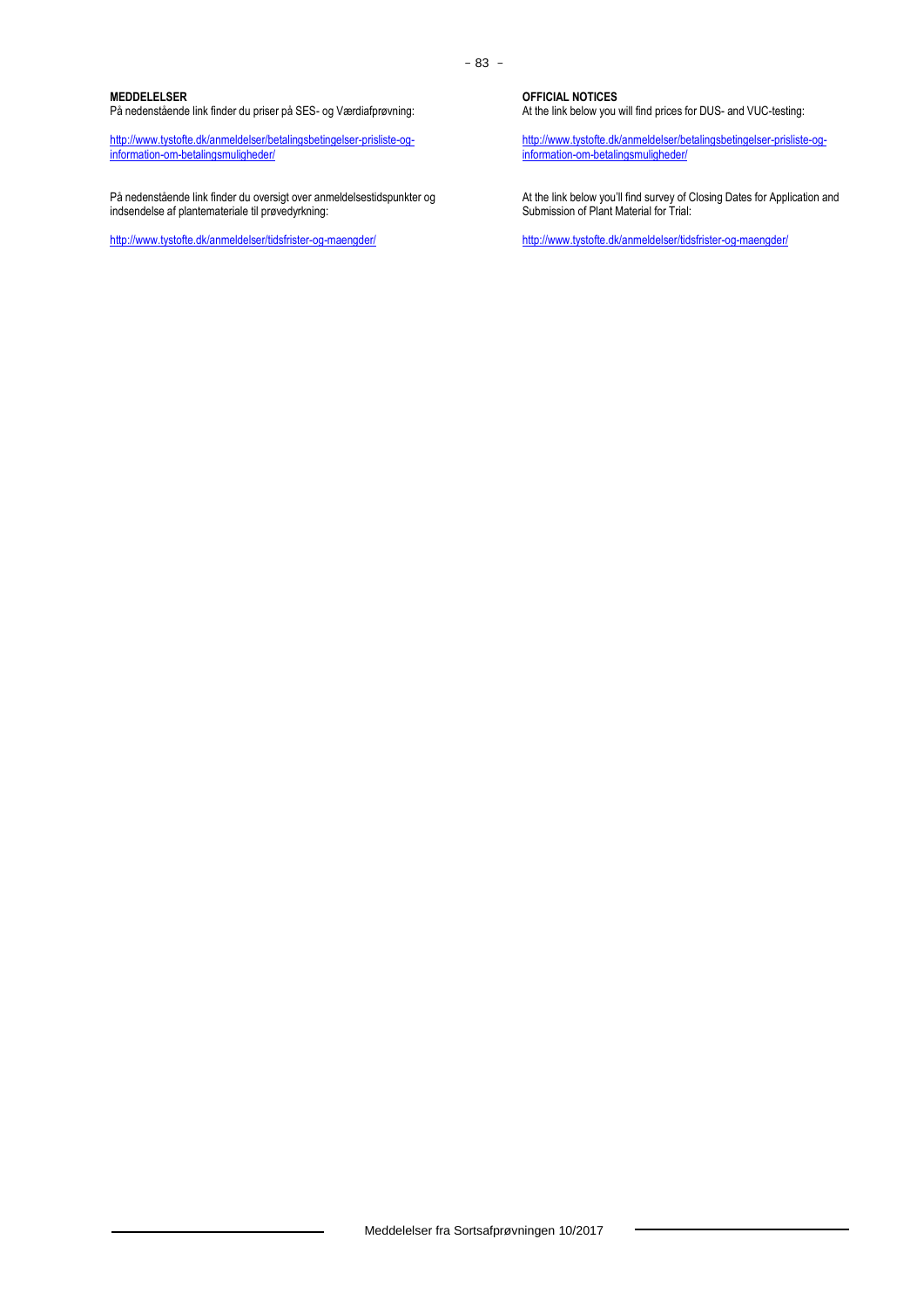**MEDDELELSER**

På nedenstående link finder du priser på SES- og Værdiafprøvning:

http://www.tystofte.dk/anmeldelser/betalingsbetingelser-prisliste-og-information-om-betalingsmuligheder/

På nedenstående link finder du oversigt over anmeldelsestidspunkter og indsendelse af plantemateriale til prøvedyrkning:

http://www.tystofte.dk/anmeldelser/tidsfrister-og-maengder/

**OFFICIAL NOTICES**

At the link below you will find prices for DUS- and VUC-testing:

http://www.tystofte.dk/anmeldelser/betalingsbetingelser-prisliste-og-information-om-betalingsmuligheder/

At the link below you'll find survey of Closing Dates for Application and Submission of Plant Material for Trial:

http://www.tystofte.dk/anmeldelser/tidsfrister-og-maengder/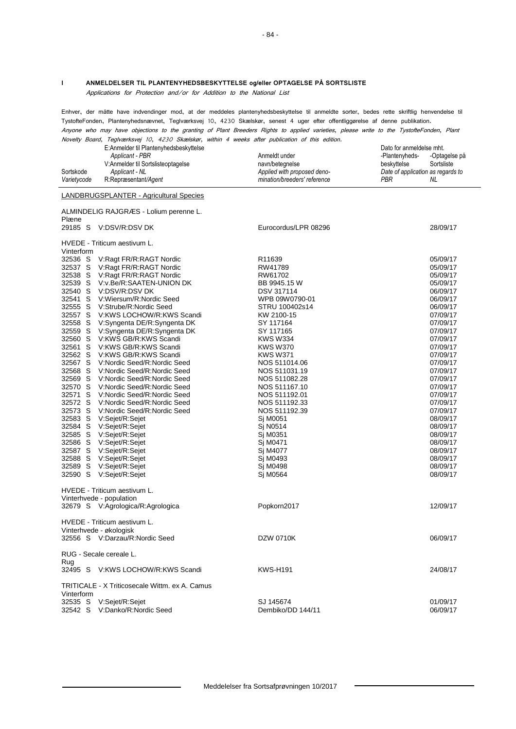## I ANMELDELSER TIL PLANTENYHEDSBESKYTTELSE og/eller OPTAGELSE PÅ SORTSLISTE

*Applications for Protection and/or for Addition to the National List*

Enhver, der måtte have indvendinger mod, at der meddeles plantenyhedsbeskyttelse til anmeldte sorter, bedes rette skriftlig henvendelse til TystofteFonden, Plantenyhedsnævnet, Teglværksvej 10, 4230 Skælskør, senest 4 uger efter offentliggørelse af denne publikation.
*Anyone who may have objections to the granting of Plant Breeders Rights to applied varieties, please write to the TystofteFonden, Plant Novelty Board, Teglværksvej 10, 4230 Skælskør, within 4 weeks after publication of this edition.*

| Sortskode *Varietycode* | E:Anmelder til Plantenyhedsbeskyttelse *Applicant - PBR* V:Anmelder til Sortslisteoptagelse *Applicant - NL* R:Repræsentant/*Agent* | Anmeldt under navn/betegnelse *Applied with proposed denomination/breeders' reference* | Dato for anmeldelse mht. -Plantenyhedsbeskyttelse *PBR* | -Optagelse på Sortsliste *NL* |
|---|---|---|---|---|
| **LANDBRUGSPLANTER - Agricultural Species** | | | | |
| ALMINDELIG RAJGRÆS - Lolium perenne L. | | | | |
| Plæne | | | | |
| 29185 S | V:DSV/R:DSV DK | Eurocordus/LPR 08296 | | 28/09/17 |
| HVEDE - Triticum aestivum L. | | | | |
| Vinterform | | | | |
| 32536 S | V:Ragt FR/R:RAGT Nordic | R11639 | | 05/09/17 |
| 32537 S | V:Ragt FR/R:RAGT Nordic | RW41789 | | 05/09/17 |
| 32538 S | V:Ragt FR/R:RAGT Nordic | RW61702 | | 05/09/17 |
| 32539 S | V:v.Be/R:SAATEN-UNION DK | BB 9945.15 W | | 05/09/17 |
| 32540 S | V:DSV/R:DSV DK | DSV 317114 | | 06/09/17 |
| 32541 S | V:Wiersum/R:Nordic Seed | WPB 09W0790-01 | | 06/09/17 |
| 32555 S | V:Strube/R:Nordic Seed | STRU 100402s14 | | 06/09/17 |
| 32557 S | V:KWS LOCHOW/R:KWS Scandi | KW 2100-15 | | 07/09/17 |
| 32558 S | V:Syngenta DE/R:Syngenta DK | SY 117164 | | 07/09/17 |
| 32559 S | V:Syngenta DE/R:Syngenta DK | SY 117165 | | 07/09/17 |
| 32560 S | V:KWS GB/R:KWS Scandi | KWS W334 | | 07/09/17 |
| 32561 S | V:KWS GB/R:KWS Scandi | KWS W370 | | 07/09/17 |
| 32562 S | V:KWS GB/R:KWS Scandi | KWS W371 | | 07/09/17 |
| 32567 S | V:Nordic Seed/R:Nordic Seed | NOS 511014.06 | | 07/09/17 |
| 32568 S | V:Nordic Seed/R:Nordic Seed | NOS 511031.19 | | 07/09/17 |
| 32569 S | V:Nordic Seed/R:Nordic Seed | NOS 511082.28 | | 07/09/17 |
| 32570 S | V:Nordic Seed/R:Nordic Seed | NOS 511167.10 | | 07/09/17 |
| 32571 S | V:Nordic Seed/R:Nordic Seed | NOS 511192.01 | | 07/09/17 |
| 32572 S | V:Nordic Seed/R:Nordic Seed | NOS 511192.33 | | 07/09/17 |
| 32573 S | V:Nordic Seed/R:Nordic Seed | NOS 511192.39 | | 07/09/17 |
| 32583 S | V:Sejet/R:Sejet | Sj M0051 | | 08/09/17 |
| 32584 S | V:Sejet/R:Sejet | Sj N0514 | | 08/09/17 |
| 32585 S | V:Sejet/R:Sejet | Sj M0351 | | 08/09/17 |
| 32586 S | V:Sejet/R:Sejet | Sj M0471 | | 08/09/17 |
| 32587 S | V:Sejet/R:Sejet | Sj M4077 | | 08/09/17 |
| 32588 S | V:Sejet/R:Sejet | Sj M0493 | | 08/09/17 |
| 32589 S | V:Sejet/R:Sejet | Sj M0498 | | 08/09/17 |
| 32590 S | V:Sejet/R:Sejet | Sj M0564 | | 08/09/17 |
| HVEDE - Triticum aestivum L. | | | | |
| Vinterhvede - population | | | | |
| 32679 S | V:Agrologica/R:Agrologica | Popkorn2017 | | 12/09/17 |
| HVEDE - Triticum aestivum L. | | | | |
| Vinterhvede - økologisk | | | | |
| 32556 S | V:Darzau/R:Nordic Seed | DZW 0710K | | 06/09/17 |
| RUG - Secale cereale L. | | | | |
| Rug | | | | |
| 32495 S | V:KWS LOCHOW/R:KWS Scandi | KWS-H191 | | 24/08/17 |
| TRITICALE - X Triticosecale Wittm. ex A. Camus | | | | |
| Vinterform | | | | |
| 32535 S | V:Sejet/R:Sejet | SJ 145674 | | 01/09/17 |
| 32542 S | V:Danko/R:Nordic Seed | Dembiko/DD 144/11 | | 06/09/17 |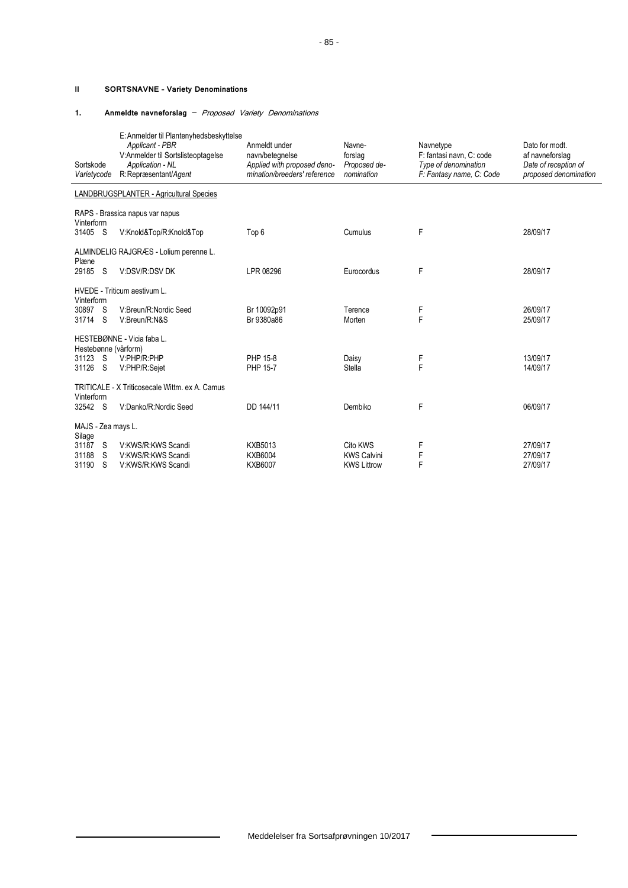## II SORTSNAVNE - Variety Denominations

### 1. Anmeldte navneforslag – *Proposed Variety Denominations*

| Sortskode *Varietycode* | | E: Anmelder til Plantenyhedsbeskyttelse *Applicant - PBR* V:Anmelder til Sortslisteoptagelse *Application - NL* R:Repræsentant/*Agent* | Anmeldt under navn/betegnelse *Applied with proposed denomination/breeders' reference* | Navne-forslag *Proposed denomination* | Navnetype F: fantasi navn, C: code *Type of denomination F: Fantasy name, C: Code* | Dato for modt. af navneforslag *Date of reception of proposed denomination* |
|---|---|---|---|---|---|---|
| | | LANDBRUGSPLANTER - Agricultural Species | | | | |
| | | RAPS - Brassica napus var napus | | | | |
| Vinterform | | | | | | |
| 31405 | S | V:Knold&Top/R:Knold&Top | Top 6 | Cumulus | F | 28/09/17 |
| | | ALMINDELIG RAJGRÆS - Lolium perenne L. | | | | |
| Plæne | | | | | | |
| 29185 | S | V:DSV/R:DSV DK | LPR 08296 | Eurocordus | F | 28/09/17 |
| | | HVEDE - Triticum aestivum L. | | | | |
| Vinterform | | | | | | |
| 30897 | S | V:Breun/R:Nordic Seed | Br 10092p91 | Terence | F | 26/09/17 |
| 31714 | S | V:Breun/R:N&S | Br 9380a86 | Morten | F | 25/09/17 |
| | | HESTEBØNNE - Vicia faba L. | | | | |
| Hestebønne (vårform) | | | | | | |
| 31123 | S | V:PHP/R:PHP | PHP 15-8 | Daisy | F | 13/09/17 |
| 31126 | S | V:PHP/R:Sejet | PHP 15-7 | Stella | F | 14/09/17 |
| | | TRITICALE - X Triticosecale Wittm. ex A. Camus | | | | |
| Vinterform | | | | | | |
| 32542 | S | V:Danko/R:Nordic Seed | DD 144/11 | Dembiko | F | 06/09/17 |
| | | MAJS - Zea mays L. | | | | |
| Silage | | | | | | |
| 31187 | S | V:KWS/R:KWS Scandi | KXB5013 | Cito KWS | F | 27/09/17 |
| 31188 | S | V:KWS/R:KWS Scandi | KXB6004 | KWS Calvini | F | 27/09/17 |
| 31190 | S | V:KWS/R:KWS Scandi | KXB6007 | KWS Littrow | F | 27/09/17 |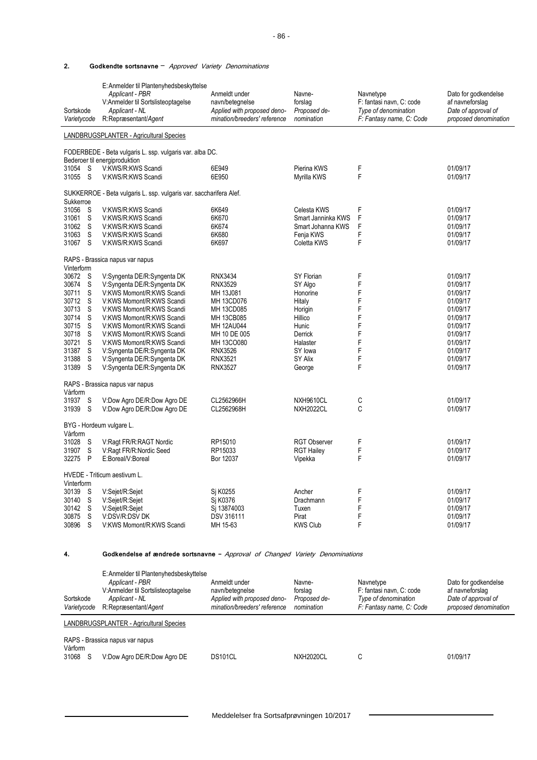## 2. Godkendte sortsnavne – *Approved Variety Denominations*

| Sortskode *Varietycode* | | E: Anmelder til Plantenyhedsbeskyttelse *Applicant - PBR* V: Anmelder til Sortslisteoptagelse *Applicant - NL* R: Repræsentant/*Agent* | Anmeldt under navn/betegnelse *Applied with proposed denomination/breeders' reference* | Navneforslag *Proposed denomination* | Navnetype F: fantasi navn, C: code *Type of denomination F: Fantasy name, C: Code* | Dato for godkendelse af navneforslag *Date of approval of proposed denomination* |
|---|---|---|---|---|---|---|
| LANDBRUGSPLANTER - Agricultural Species | | | | | | |
| FODERBEDE - Beta vulgaris L. ssp. vulgaris var. alba DC. | | | | | | |
| Bederoer til energiproduktion | | | | | | |
| 31054 | S | V:KWS/R:KWS Scandi | 6E949 | Pierina KWS | F | 01/09/17 |
| 31055 | S | V:KWS/R:KWS Scandi | 6E950 | Myrilla KWS | F | 01/09/17 |
| SUKKERROE - Beta vulgaris L. ssp. vulgaris var. saccharifera Alef. | | | | | | |
| Sukkerroe | | | | | | |
| 31056 | S | V:KWS/R:KWS Scandi | 6K649 | Celesta KWS | F | 01/09/17 |
| 31061 | S | V:KWS/R:KWS Scandi | 6K670 | Smart Janninka KWS | F | 01/09/17 |
| 31062 | S | V:KWS/R:KWS Scandi | 6K674 | Smart Johanna KWS | F | 01/09/17 |
| 31063 | S | V:KWS/R:KWS Scandi | 6K680 | Fenja KWS | F | 01/09/17 |
| 31067 | S | V:KWS/R:KWS Scandi | 6K697 | Coletta KWS | F | 01/09/17 |
| RAPS - Brassica napus var napus | | | | | | |
| Vinterform | | | | | | |
| 30672 | S | V:Syngenta DE/R:Syngenta DK | RNX3434 | SY Florian | F | 01/09/17 |
| 30674 | S | V:Syngenta DE/R:Syngenta DK | RNX3529 | SY Algo | F | 01/09/17 |
| 30711 | S | V:KWS Momont/R:KWS Scandi | MH 13J081 | Honorine | F | 01/09/17 |
| 30712 | S | V:KWS Momont/R:KWS Scandi | MH 13CD076 | Hitaly | F | 01/09/17 |
| 30713 | S | V:KWS Momont/R:KWS Scandi | MH 13CD085 | Horigin | F | 01/09/17 |
| 30714 | S | V:KWS Momont/R:KWS Scandi | MH 13CB085 | Hillico | F | 01/09/17 |
| 30715 | S | V:KWS Momont/R:KWS Scandi | MH 12AU044 | Hunic | F | 01/09/17 |
| 30718 | S | V:KWS Momont/R:KWS Scandi | MH 10 DE 005 | Derrick | F | 01/09/17 |
| 30721 | S | V:KWS Momont/R:KWS Scandi | MH 13CO080 | Halaster | F | 01/09/17 |
| 31387 | S | V:Syngenta DE/R:Syngenta DK | RNX3526 | SY Iowa | F | 01/09/17 |
| 31388 | S | V:Syngenta DE/R:Syngenta DK | RNX3521 | SY Alix | F | 01/09/17 |
| 31389 | S | V:Syngenta DE/R:Syngenta DK | RNX3527 | George | F | 01/09/17 |
| RAPS - Brassica napus var napus | | | | | | |
| Vårform | | | | | | |
| 31937 | S | V:Dow Agro DE/R:Dow Agro DE | CL2562966H | NXH9610CL | C | 01/09/17 |
| 31939 | S | V:Dow Agro DE/R:Dow Agro DE | CL2562968H | NXH2022CL | C | 01/09/17 |
| BYG - Hordeum vulgare L. | | | | | | |
| Vårform | | | | | | |
| 31028 | S | V:Ragt FR/R:RAGT Nordic | RP15010 | RGT Observer | F | 01/09/17 |
| 31907 | S | V:Ragt FR/R:Nordic Seed | RP15033 | RGT Hailey | F | 01/09/17 |
| 32275 | P | E:Boreal/V:Boreal | Bor 12037 | Vipekka | F | 01/09/17 |
| HVEDE - Triticum aestivum L. | | | | | | |
| Vinterform | | | | | | |
| 30139 | S | V:Sejet/R:Sejet | Sj K0255 | Ancher | F | 01/09/17 |
| 30140 | S | V:Sejet/R:Sejet | Sj K0376 | Drachmann | F | 01/09/17 |
| 30142 | S | V:Sejet/R:Sejet | Sj 13874003 | Tuxen | F | 01/09/17 |
| 30875 | S | V:DSV/R:DSV DK | DSV 316111 | Pirat | F | 01/09/17 |
| 30896 | S | V:KWS Momont/R:KWS Scandi | MH 15-63 | KWS Club | F | 01/09/17 |

## 4. Godkendelse af ændrede sortsnavne – *Approval of Changed Variety Denominations*

| Sortskode *Varietycode* | | E: Anmelder til Plantenyhedsbeskyttelse *Applicant - PBR* V: Anmelder til Sortslisteoptagelse *Applicant - NL* R: Repræsentant/*Agent* | Anmeldt under navn/betegnelse *Applied with proposed denomination/breeders' reference* | Navneforslag *Proposed denomination* | Navnetype F: fantasi navn, C: code *Type of denomination F: Fantasy name, C: Code* | Dato for godkendelse af navneforslag *Date of approval of proposed denomination* |
|---|---|---|---|---|---|---|
| LANDBRUGSPLANTER - Agricultural Species | | | | | | |
| RAPS - Brassica napus var napus | | | | | | |
| Vårform | | | | | | |
| 31068 | S | V:Dow Agro DE/R:Dow Agro DE | DS101CL | NXH2020CL | C | 01/09/17 |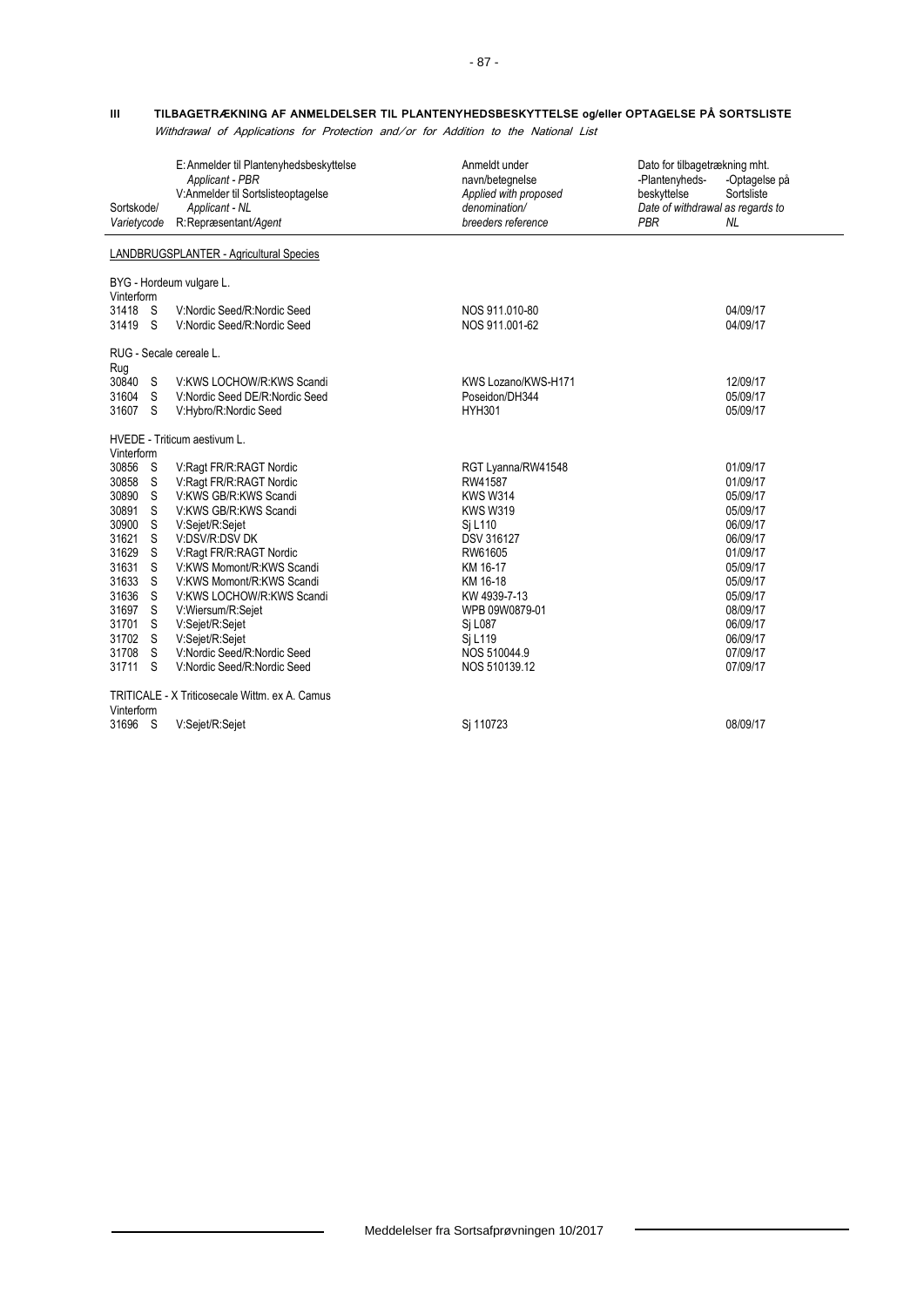### III TILBAGETRÆKNING AF ANMELDELSER TIL PLANTENYHEDSBESKYTTELSE og/eller OPTAGELSE PÅ SORTSLISTE

*Withdrawal of Applications for Protection and/or for Addition to the National List*

| Sortskode/ *Varietycode* | | E: Anmelder til Plantenyhedsbeskyttelse *Applicant - PBR* V: Anmelder til Sortslisteoptagelse *Applicant - NL* R: Repræsentant/*Agent* | Anmeldt under navn/betegnelse *Applied with proposed denomination/ breeders reference* | Dato for tilbagetrækning mht. -Plantenyheds-beskyttelse *Date of withdrawal as regards to PBR* | -Optagelse på Sortsliste *NL* |
|---|---|---|---|---|---|
| | | LANDBRUGSPLANTER - Agricultural Species | | | |
| | | BYG - Hordeum vulgare L. | | | |
| Vinterform | | | | | |
| 31418 | S | V:Nordic Seed/R:Nordic Seed | NOS 911.010-80 | | 04/09/17 |
| 31419 | S | V:Nordic Seed/R:Nordic Seed | NOS 911.001-62 | | 04/09/17 |
| | | RUG - Secale cereale L. | | | |
| Rug | | | | | |
| 30840 | S | V:KWS LOCHOW/R:KWS Scandi | KWS Lozano/KWS-H171 | | 12/09/17 |
| 31604 | S | V:Nordic Seed DE/R:Nordic Seed | Poseidon/DH344 | | 05/09/17 |
| 31607 | S | V:Hybro/R:Nordic Seed | HYH301 | | 05/09/17 |
| | | HVEDE - Triticum aestivum L. | | | |
| Vinterform | | | | | |
| 30856 | S | V:Ragt FR/R:RAGT Nordic | RGT Lyanna/RW41548 | | 01/09/17 |
| 30858 | S | V:Ragt FR/R:RAGT Nordic | RW41587 | | 01/09/17 |
| 30890 | S | V:KWS GB/R:KWS Scandi | KWS W314 | | 05/09/17 |
| 30891 | S | V:KWS GB/R:KWS Scandi | KWS W319 | | 05/09/17 |
| 30900 | S | V:Sejet/R:Sejet | Sj L110 | | 06/09/17 |
| 31621 | S | V:DSV/R:DSV DK | DSV 316127 | | 06/09/17 |
| 31629 | S | V:Ragt FR/R:RAGT Nordic | RW61605 | | 01/09/17 |
| 31631 | S | V:KWS Momont/R:KWS Scandi | KM 16-17 | | 05/09/17 |
| 31633 | S | V:KWS Momont/R:KWS Scandi | KM 16-18 | | 05/09/17 |
| 31636 | S | V:KWS LOCHOW/R:KWS Scandi | KW 4939-7-13 | | 05/09/17 |
| 31697 | S | V:Wiersum/R:Sejet | WPB 09W0879-01 | | 08/09/17 |
| 31701 | S | V:Sejet/R:Sejet | Sj L087 | | 06/09/17 |
| 31702 | S | V:Sejet/R:Sejet | Sj L119 | | 06/09/17 |
| 31708 | S | V:Nordic Seed/R:Nordic Seed | NOS 510044.9 | | 07/09/17 |
| 31711 | S | V:Nordic Seed/R:Nordic Seed | NOS 510139.12 | | 07/09/17 |
| | | TRITICALE - X Triticosecale Wittm. ex A. Camus | | | |
| Vinterform | | | | | |
| 31696 | S | V:Sejet/R:Sejet | Sj 110723 | | 08/09/17 |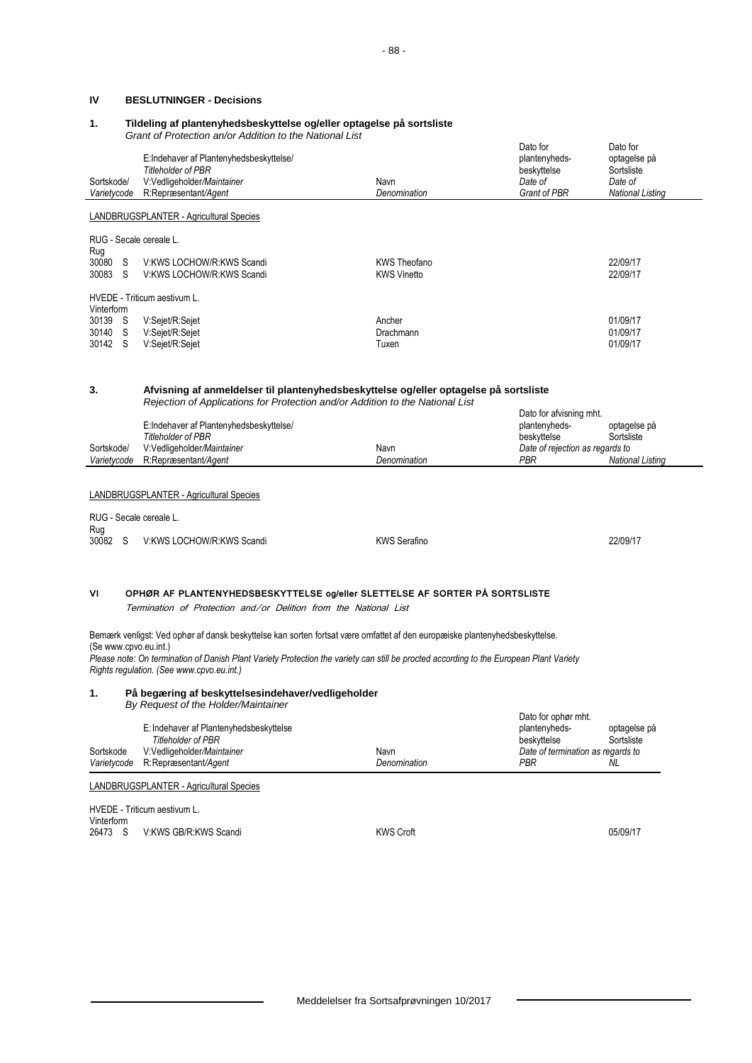## IV BESLUTNINGER - Decisions

### 1. Tildeling af plantenyhedsbeskyttelse og/eller optagelse på sortsliste

*Grant of Protection an/or Addition to the National List*

| Sortskode/ *Varietycode* | E:Indehaver af Plantenyhedsbeskyttelse/ *Titleholder of PBR* V:Vedligeholder/*Maintainer* R:Repræsentant/*Agent* | Navn *Denomination* | Dato for plantenyheds-beskyttelse *Date of Grant of PBR* | Dato for optagelse på Sortsliste *Date of National Listing* |
|---|---|---|---|---|
| LANDBRUGSPLANTER - Agricultural Species | | | | |
| RUG - Secale cereale L. | | | | |
| Rug | | | | |
| 30080 S | V:KWS LOCHOW/R:KWS Scandi | KWS Theofano | | 22/09/17 |
| 30083 S | V:KWS LOCHOW/R:KWS Scandi | KWS Vinetto | | 22/09/17 |
| HVEDE - Triticum aestivum L. | | | | |
| Vinterform | | | | |
| 30139 S | V:Sejet/R:Sejet | Ancher | | 01/09/17 |
| 30140 S | V:Sejet/R:Sejet | Drachmann | | 01/09/17 |
| 30142 S | V:Sejet/R:Sejet | Tuxen | | 01/09/17 |

### 3. Afvisning af anmeldelser til plantenyhedsbeskyttelse og/eller optagelse på sortsliste

*Rejection of Applications for Protection and/or Addition to the National List*

| Sortskode/ *Varietycode* | E:Indehaver af Plantenyhedsbeskyttelse/ *Titleholder of PBR* V:Vedligeholder/*Maintainer* R:Repræsentant/*Agent* | Navn *Denomination* | Dato for afvisning mht. plantenyheds-beskyttelse *Date of rejection as regards to PBR* | optagelse på Sortsliste *National Listing* |
|---|---|---|---|---|
| LANDBRUGSPLANTER - Agricultural Species | | | | |
| RUG - Secale cereale L. | | | | |
| Rug | | | | |
| 30082 S | V:KWS LOCHOW/R:KWS Scandi | KWS Serafino | | 22/09/17 |

## VI OPHØR AF PLANTENYHEDSBESKYTTELSE og/eller SLETTELSE AF SORTER PÅ SORTSLISTE

*Termination of Protection and/or Delition from the National List*

Bemærk venligst: Ved ophør af dansk beskyttelse kan sorten fortsat være omfattet af den europæiske plantenyhedsbeskyttelse. (Se www.cpvo.eu.int.)

*Please note: On termination of Danish Plant Variety Protection the variety can still be procted according to the European Plant Variety Rights regulation. (See www.cpvo.eu.int.)*

### 1. På begæring af beskyttelsesindehaver/vedligeholder

*By Request of the Holder/Maintainer*

| Sortskode *Varietycode* | E: Indehaver af Plantenyhedsbeskyttelse *Titleholder of PBR* V:Vedligeholder/*Maintainer* R:Repræsentant/*Agent* | Navn *Denomination* | Dato for ophør mht. plantenyheds-beskyttelse *Date of termination as regards to PBR* | optagelse på Sortsliste *NL* |
|---|---|---|---|---|
| LANDBRUGSPLANTER - Agricultural Species | | | | |
| HVEDE - Triticum aestivum L. | | | | |
| Vinterform | | | | |
| 26473 S | V:KWS GB/R:KWS Scandi | KWS Croft | | 05/09/17 |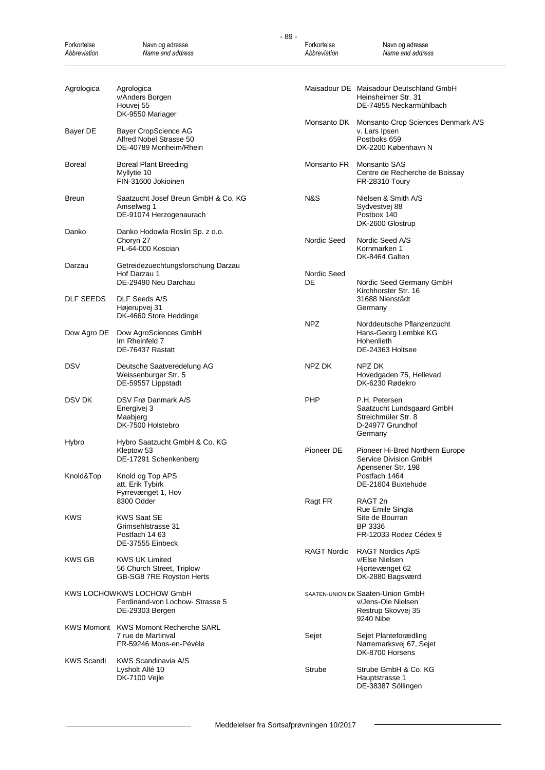| Forkortelse *Abbreviation* | Navn og adresse *Name and address* |
|---|---|
| Agrologica | Agrologica<br>v/Anders Borgen<br>Houvej 55<br>DK-9550 Mariager |
| Bayer DE | Bayer CropScience AG<br>Alfred Nobel Strasse 50<br>DE-40789 Monheim/Rhein |
| Boreal | Boreal Plant Breeding<br>Myllytie 10<br>FIN-31600 Jokioinen |
| Breun | Saatzucht Josef Breun GmbH & Co. KG<br>Amselweg 1<br>DE-91074 Herzogenaurach |
| Danko | Danko Hodowla Roslin Sp. z o.o.<br>Choryn 27<br>PL-64-000 Koscian |
| Darzau | Getreidezuechtungsforschung Darzau<br>Hof Darzau 1<br>DE-29490 Neu Darchau |
| DLF SEEDS | DLF Seeds A/S<br>Højerupvej 31<br>DK-4660 Store Heddinge |
| Dow Agro DE | Dow AgroSciences GmbH<br>Im Rheinfeld 7<br>DE-76437 Rastatt |
| DSV | Deutsche Saatveredelung AG<br>Weissenburger Str. 5<br>DE-59557 Lippstadt |
| DSV DK | DSV Frø Danmark A/S<br>Energivej 3<br>Maabjerg<br>DK-7500 Holstebro |
| Hybro | Hybro Saatzucht GmbH & Co. KG<br>Kleptow 53<br>DE-17291 Schenkenberg |
| Knold&Top | Knold og Top APS<br>att. Erik Tybirk<br>Fyrrevænget 1, Hov<br>8300 Odder |
| KWS | KWS Saat SE<br>Grimsehlstrasse 31<br>Postfach 14 63<br>DE-37555 Einbeck |
| KWS GB | KWS UK Limited<br>56 Church Street, Triplow<br>GB-SG8 7RE Royston Herts |
| KWS LOCHOW | KWS LOCHOW GmbH<br>Ferdinand-von Lochow- Strasse 5<br>DE-29303 Bergen |
| KWS Momont | KWS Momont Recherche SARL<br>7 rue de Martinval<br>FR-59246 Mons-en-Pévèle |
| KWS Scandi | KWS Scandinavia A/S<br>Lysholt Allé 10<br>DK-7100 Vejle |
| Maisadour DE | Maisadour Deutschland GmbH<br>Heinsheimer Str. 31<br>DE-74855 Neckarmühlbach |
| Monsanto DK | Monsanto Crop Sciences Denmark A/S<br>v. Lars Ipsen<br>Postboks 659<br>DK-2200 København N |
| Monsanto FR | Monsanto SAS<br>Centre de Recherche de Boissay<br>FR-28310 Toury |
| N&S | Nielsen & Smith A/S<br>Sydvestvej 88<br>Postbox 140<br>DK-2600 Glostrup |
| Nordic Seed | Nordic Seed A/S<br>Kornmarken 1<br>DK-8464 Galten |
| Nordic Seed DE | Nordic Seed Germany GmbH<br>Kirchhorster Str. 16<br>31688 Nienstädt<br>Germany |
| NPZ | Norddeutsche Pflanzenzucht<br>Hans-Georg Lembke KG<br>Hohenlieth<br>DE-24363 Holtsee |
| NPZ DK | NPZ DK<br>Hovedgaden 75, Hellevad<br>DK-6230 Rødekro |
| PHP | P.H. Petersen<br>Saatzucht Lundsgaard GmbH<br>Streichmüler Str. 8<br>D-24977 Grundhof<br>Germany |
| Pioneer DE | Pioneer Hi-Bred Northern Europe<br>Service Division GmbH<br>Apensener Str. 198<br>Postfach 1464<br>DE-21604 Buxtehude |
| Ragt FR | RAGT 2n<br>Rue Emile Singla<br>Site de Bourran<br>BP 3336<br>FR-12033 Rodez Cédex 9 |
| RAGT Nordic | RAGT Nordics ApS<br>v/Else Nielsen<br>Hjortevænget 62<br>DK-2880 Bagsværd |
| SAATEN-UNION DK | Saaten-Union GmbH<br>v/Jens-Ole Nielsen<br>Restrup Skovvej 35<br>9240 Nibe |
| Sejet | Sejet Planteforædling<br>Nørremarksvej 67, Sejet<br>DK-8700 Horsens |
| Strube | Strube GmbH & Co. KG<br>Hauptstrasse 1<br>DE-38387 Söllingen |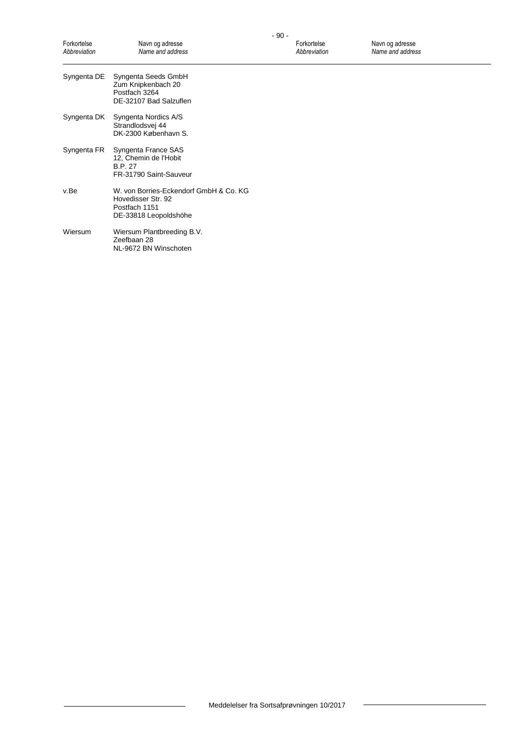| Forkortelse *Abbreviation* | Navn og adresse *Name and address* |
|---|---|
| Syngenta DE | Syngenta Seeds GmbH<br>Zum Knipkenbach 20<br>Postfach 3264<br>DE-32107 Bad Salzuflen |
| Syngenta DK | Syngenta Nordics A/S<br>Strandlodsvej 44<br>DK-2300 København S. |
| Syngenta FR | Syngenta France SAS<br>12, Chemin de l'Hobit<br>B.P. 27<br>FR-31790 Saint-Sauveur |
| v.Be | W. von Borries-Eckendorf GmbH & Co. KG<br>Hovedisser Str. 92<br>Postfach 1151<br>DE-33818 Leopoldshöhe |
| Wiersum | Wiersum Plantbreeding B.V.<br>Zeefbaan 28<br>NL-9672 BN Winschoten |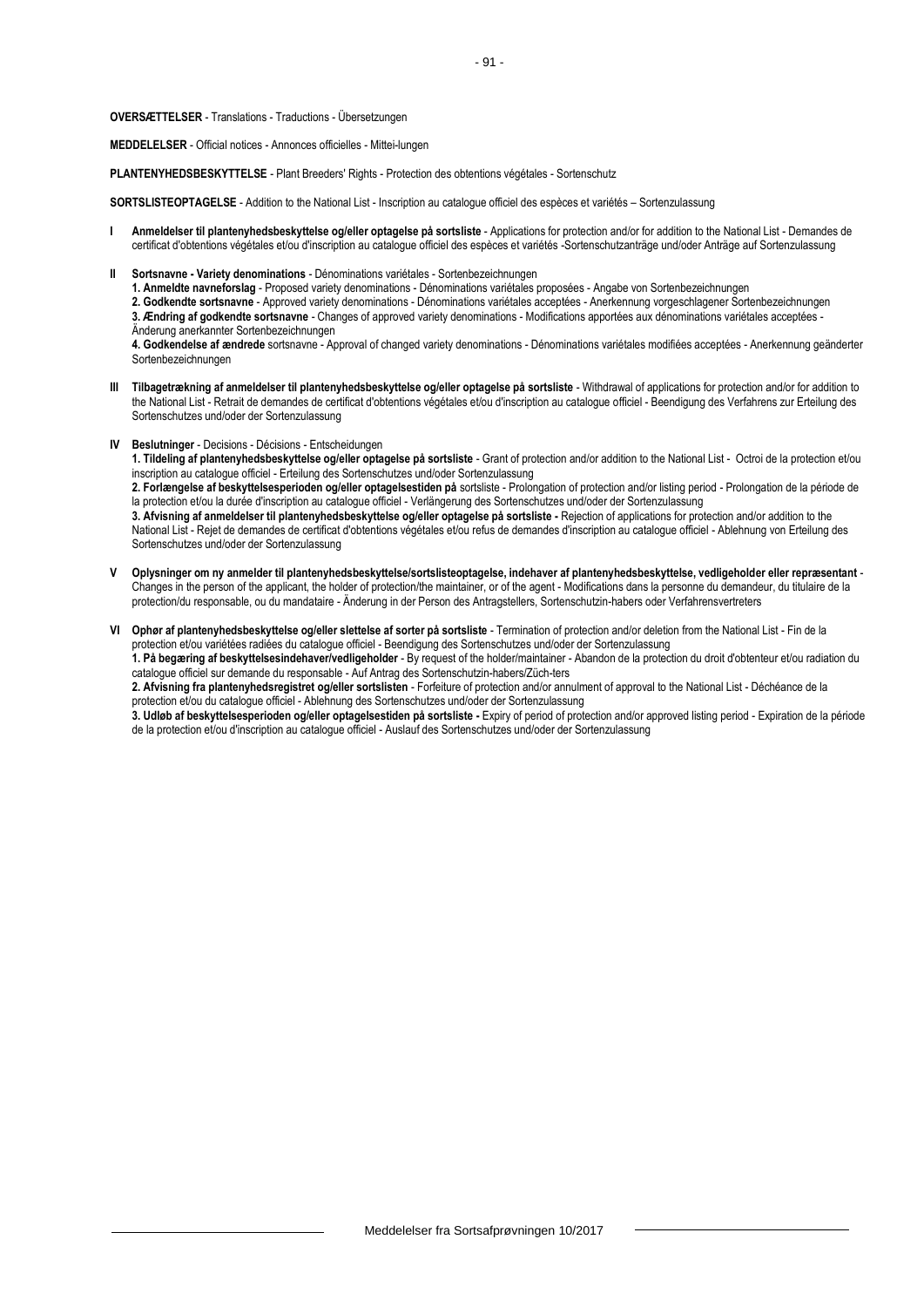**OVERSÆTTELSER** - Translations - Traductions - Übersetzungen

**MEDDELELSER** - Official notices - Annonces officielles - Mittei-lungen

**PLANTENYHEDSBESKYTTELSE** - Plant Breeders' Rights - Protection des obtentions végétales - Sortenschutz

**SORTSLISTEOPTAGELSE** - Addition to the National List - Inscription au catalogue officiel des espèces et variétés – Sortenzulassung

**I** **Anmeldelser til plantenyhedsbeskyttelse og/eller optagelse på sortsliste** - Applications for protection and/or for addition to the National List - Demandes de certificat d'obtentions végétales et/ou d'inscription au catalogue officiel des espèces et variétés -Sortenschutzanträge und/oder Anträge auf Sortenzulassung

**II** **Sortsnavne - Variety denominations** - Dénominations variétales - Sortenbezeichnungen

**1. Anmeldte navneforslag** - Proposed variety denominations - Dénominations variétales proposées - Angabe von Sortenbezeichnungen

**2. Godkendte sortsnavne** - Approved variety denominations - Dénominations variétales acceptées - Anerkennung vorgeschlagener Sortenbezeichnungen

**3. Ændring af godkendte sortsnavne** - Changes of approved variety denominations - Modifications apportées aux dénominations variétales acceptées - Änderung anerkannter Sortenbezeichnungen

**4. Godkendelse af ændrede** sortsnavne - Approval of changed variety denominations - Dénominations variétales modifiées acceptées - Anerkennung geänderter Sortenbezeichnungen

**III** **Tilbagetrækning af anmeldelser til plantenyhedsbeskyttelse og/eller optagelse på sortsliste** - Withdrawal of applications for protection and/or for addition to the National List - Retrait de demandes de certificat d'obtentions végétales et/ou d'inscription au catalogue officiel - Beendigung des Verfahrens zur Erteilung des Sortenschutzes und/oder der Sortenzulassung

**IV** **Beslutninger** - Decisions - Décisions - Entscheidungen

**1. Tildeling af plantenyhedsbeskyttelse og/eller optagelse på sortsliste** - Grant of protection and/or addition to the National List - Octroi de la protection et/ou inscription au catalogue officiel - Erteilung des Sortenschutzes und/oder Sortenzulassung

**2. Forlængelse af beskyttelsesperioden og/eller optagelsestiden på** sortsliste - Prolongation of protection and/or listing period - Prolongation de la période de la protection et/ou la durée d'inscription au catalogue officiel - Verlängerung des Sortenschutzes und/oder der Sortenzulassung

**3. Afvisning af anmeldelser til plantenyhedsbeskyttelse og/eller optagelse på sortsliste -** Rejection of applications for protection and/or addition to the National List - Rejet de demandes de certificat d'obtentions végétales et/ou refus de demandes d'inscription au catalogue officiel - Ablehnung von Erteilung des Sortenschutzes und/oder der Sortenzulassung

**V** **Oplysninger om ny anmelder til plantenyhedsbeskyttelse/sortslisteoptagelse, indehaver af plantenyhedsbeskyttelse, vedligeholder eller repræsentant** - Changes in the person of the applicant, the holder of protection/the maintainer, or of the agent - Modifications dans la personne du demandeur, du titulaire de la protection/du responsable, ou du mandataire - Änderung in der Person des Antragstellers, Sortenschutzin-habers oder Verfahrensvertreters

**VI** **Ophør af plantenyhedsbeskyttelse og/eller slettelse af sorter på sortsliste** - Termination of protection and/or deletion from the National List - Fin de la protection et/ou variétées radiées du catalogue officiel - Beendigung des Sortenschutzes und/oder der Sortenzulassung

**1. På begæring af beskyttelsesindehaver/vedligeholder** - By request of the holder/maintainer - Abandon de la protection du droit d'obtenteur et/ou radiation du catalogue officiel sur demande du responsable - Auf Antrag des Sortenschutzin-habers/Züch-ters

**2. Afvisning fra plantenyhedsregistret og/eller sortslisten** - Forfeiture of protection and/or annulment of approval to the National List - Déchéance de la protection et/ou du catalogue officiel - Ablehnung des Sortenschutzes und/oder der Sortenzulassung

**3. Udløb af beskyttelsesperioden og/eller optagelsestiden på sortsliste -** Expiry of period of protection and/or approved listing period - Expiration de la période de la protection et/ou d'inscription au catalogue officiel - Auslauf des Sortenschutzes und/oder der Sortenzulassung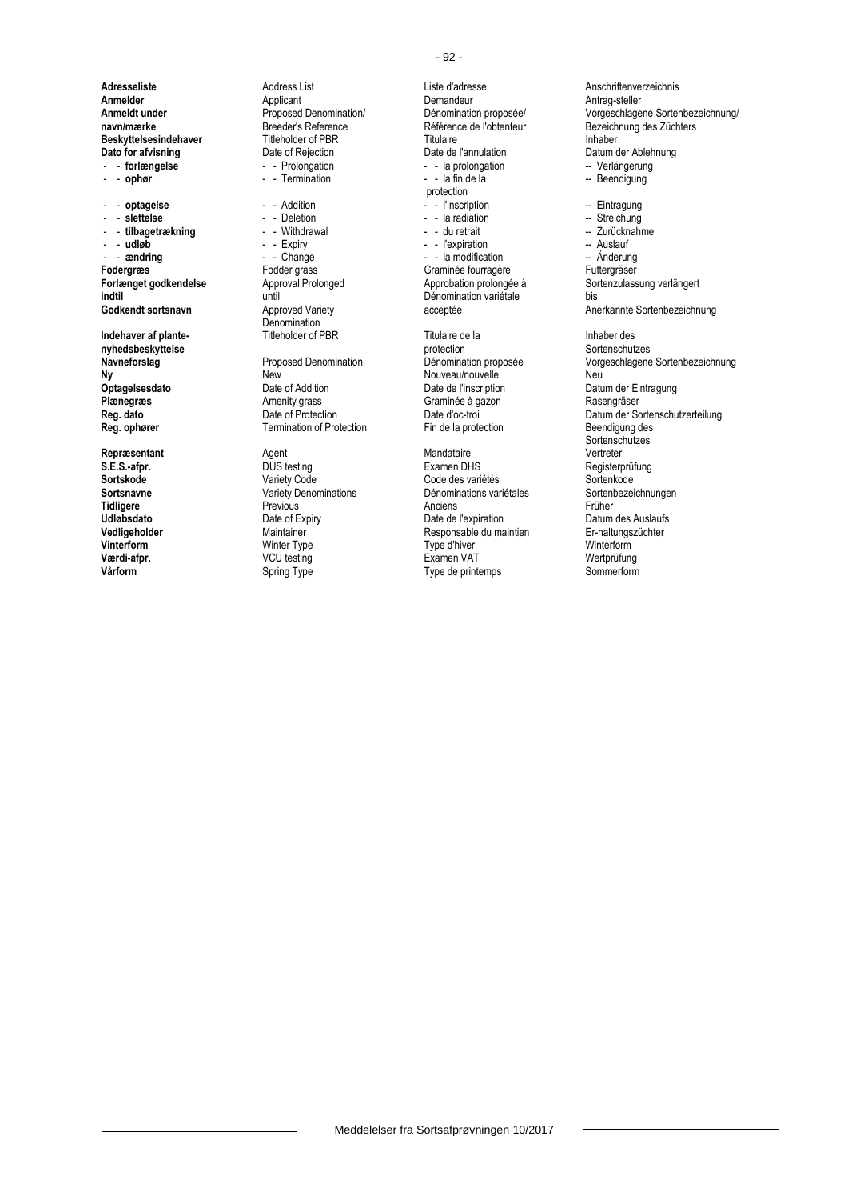| Danish | English | French | German |
|---|---|---|---|
| **Adresseliste** | Address List | Liste d'adresse | Anschriftenverzeichnis |
| **Anmelder** | Applicant | Demandeur | Antrag-steller |
| **Anmeldt under navn/mærke** | Proposed Denomination/ Breeder's Reference | Dénomination proposée/ Référence de l'obtenteur | Vorgeschlagene Sortenbezeichnung/ Bezeichnung des Züchters |
| **Beskyttelsesindehaver** | Titleholder of PBR | Titulaire | Inhaber |
| **Dato for afvisning** | Date of Rejection | Date de l'annulation | Datum der Ablehnung |
| - - **forlængelse** | - - Prolongation | - - la prolongation | -- Verlängerung |
| - - **ophør** | - - Termination | - - la fin de la protection | -- Beendigung |
| - - **optagelse** | - - Addition | - - l'inscription | -- Eintragung |
| - - **slettelse** | - - Deletion | - - la radiation | -- Streichung |
| - - **tilbagetrækning** | - - Withdrawal | - - du retrait | -- Zurücknahme |
| - - **udløb** | - - Expiry | - - l'expiration | -- Auslauf |
| - - **ændring** | - - Change | - - la modification | -- Änderung |
| **Fodergræs** | Fodder grass | Graminée fourragère | Futtergräser |
| **Forlænget godkendelse indtil** | Approval Prolonged until | Approbation prolongée à | Sortenzulassung verlängert bis |
| **Godkendt sortsnavn** | Approved Variety Denomination | Dénomination variétale acceptée | Anerkannte Sortenbezeichnung |
| **Indehaver af plante-nyhedsbeskyttelse** | Titleholder of PBR | Titulaire de la protection | Inhaber des Sortenschutzes |
| **Navneforslag** | Proposed Denomination | Dénomination proposée | Vorgeschlagene Sortenbezeichnung |
| **Ny** | New | Nouveau/nouvelle | Neu |
| **Optagelsesdato** | Date of Addition | Date de l'inscription | Datum der Eintragung |
| **Plænegræs** | Amenity grass | Graminée à gazon | Rasengräser |
| **Reg. dato** | Date of Protection | Date d'oc-troi | Datum der Sortenschutzerteilung |
| **Reg. ophører** | Termination of Protection | Fin de la protection | Beendigung des Sortenschutzes |
| **Repræsentant** | Agent | Mandataire | Vertreter |
| **S.E.S.-afpr.** | DUS testing | Examen DHS | Registerprüfung |
| **Sortskode** | Variety Code | Code des variétés | Sortenkode |
| **Sortsnavne** | Variety Denominations | Dénominations variétales | Sortenbezeichnungen |
| **Tidligere** | Previous | Anciens | Früher |
| **Udløbsdato** | Date of Expiry | Date de l'expiration | Datum des Auslaufs |
| **Vedligeholder** | Maintainer | Responsable du maintien | Er-haltungszüchter |
| **Vinterform** | Winter Type | Type d'hiver | Winterform |
| **Værdi-afpr.** | VCU testing | Examen VAT | Wertprüfung |
| **Vårform** | Spring Type | Type de printemps | Sommerform |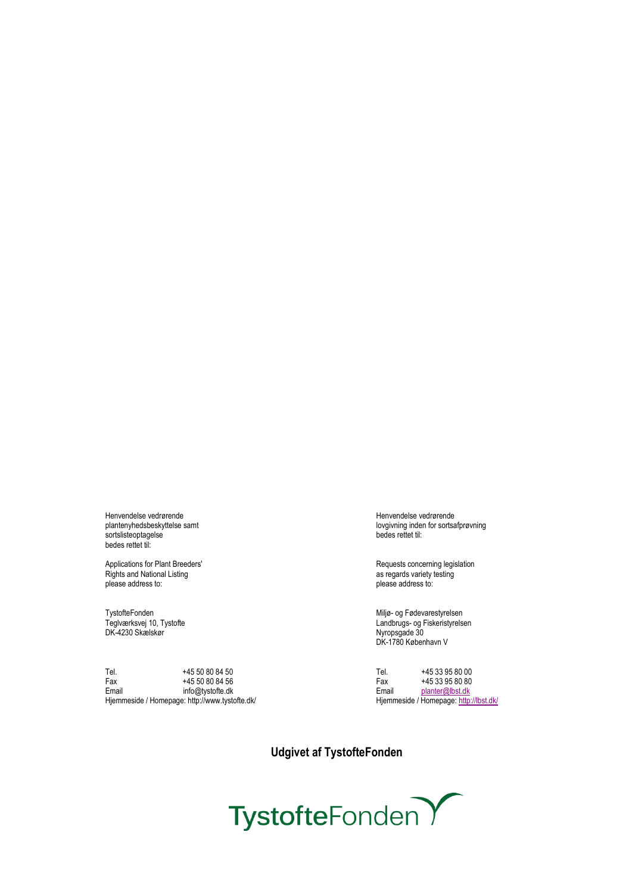Henvendelse vedrørende
plantenyhedsbeskyttelse samt
sortslisteoptagelse
bedes rettet til:

Applications for Plant Breeders'
Rights and National Listing
please address to:

TystofteFonden
Teglværksvej 10, Tystofte
DK-4230 Skælskør

Tel. +45 50 80 84 50
Fax +45 50 80 84 56
Email info@tystofte.dk
Hjemmeside / Homepage: http://www.tystofte.dk/

Henvendelse vedrørende
lovgivning inden for sortsafprøvning
bedes rettet til:

Requests concerning legislation
as regards variety testing
please address to:

Miljø- og Fødevarestyrelsen
Landbrugs- og Fiskeristyrelsen
Nyropsgade 30
DK-1780 København V

Tel. +45 33 95 80 00
Fax +45 33 95 80 80
Email planter@lbst.dk
Hjemmeside / Homepage: http://lbst.dk/

**Udgivet af TystofteFonden**

TystofteFonden